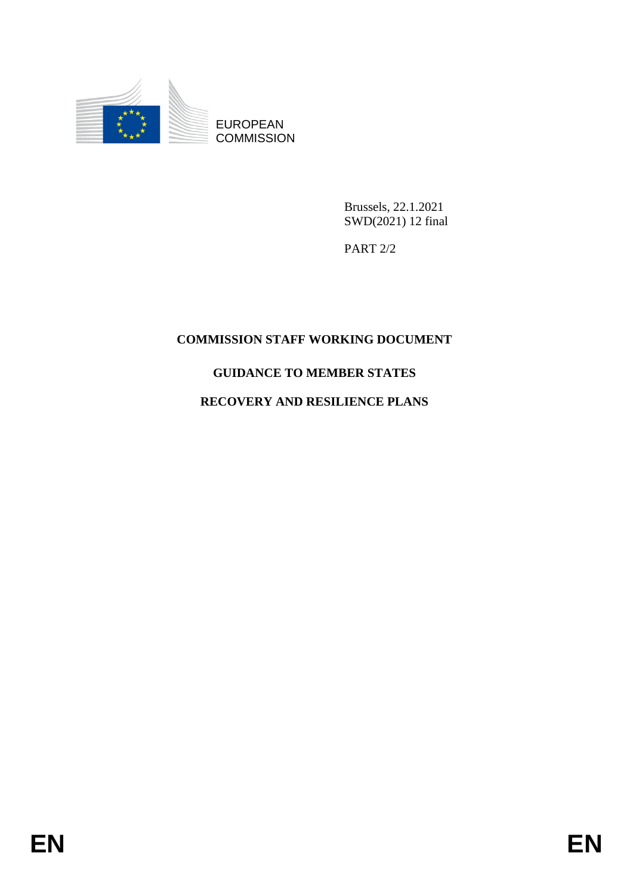EUROPEAN
COMMISSION

Brussels, 22.1.2021
SWD(2021) 12 final

PART 2/2

**COMMISSION STAFF WORKING DOCUMENT**

**GUIDANCE TO MEMBER STATES**

**RECOVERY AND RESILIENCE PLANS**

EN EN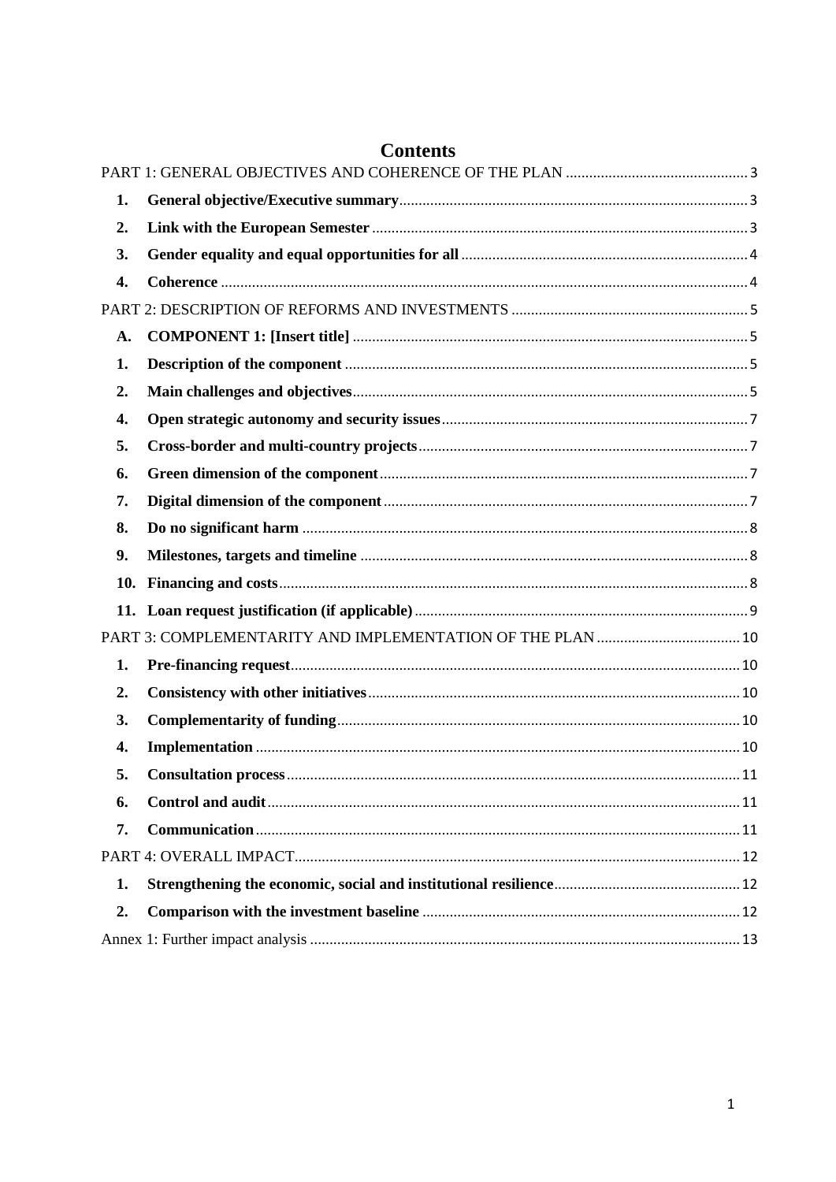# Contents

PART 1: GENERAL OBJECTIVES AND COHERENCE OF THE PLAN ..... 3

1. **General objective/Executive summary** ..... 3
2. **Link with the European Semester** ..... 3
3. **Gender equality and equal opportunities for all** ..... 4
4. **Coherence** ..... 4

PART 2: DESCRIPTION OF REFORMS AND INVESTMENTS ..... 5

A. **COMPONENT 1: [Insert title]** ..... 5

1. **Description of the component** ..... 5
2. **Main challenges and objectives** ..... 5
4. **Open strategic autonomy and security issues** ..... 7
5. **Cross-border and multi-country projects** ..... 7
6. **Green dimension of the component** ..... 7
7. **Digital dimension of the component** ..... 7
8. **Do no significant harm** ..... 8
9. **Milestones, targets and timeline** ..... 8
10. **Financing and costs** ..... 8
11. **Loan request justification (if applicable)** ..... 9

PART 3: COMPLEMENTARITY AND IMPLEMENTATION OF THE PLAN ..... 10

1. **Pre-financing request** ..... 10
2. **Consistency with other initiatives** ..... 10
3. **Complementarity of funding** ..... 10
4. **Implementation** ..... 10
5. **Consultation process** ..... 11
6. **Control and audit** ..... 11
7. **Communication** ..... 11

PART 4: OVERALL IMPACT ..... 12

1. **Strengthening the economic, social and institutional resilience** ..... 12
2. **Comparison with the investment baseline** ..... 12

Annex 1: Further impact analysis ..... 13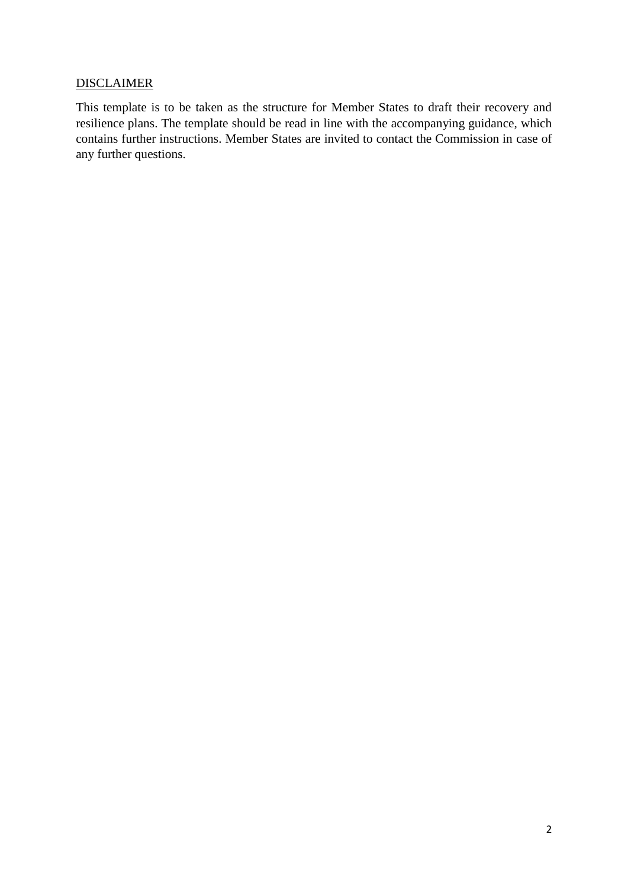DISCLAIMER

This template is to be taken as the structure for Member States to draft their recovery and resilience plans. The template should be read in line with the accompanying guidance, which contains further instructions. Member States are invited to contact the Commission in case of any further questions.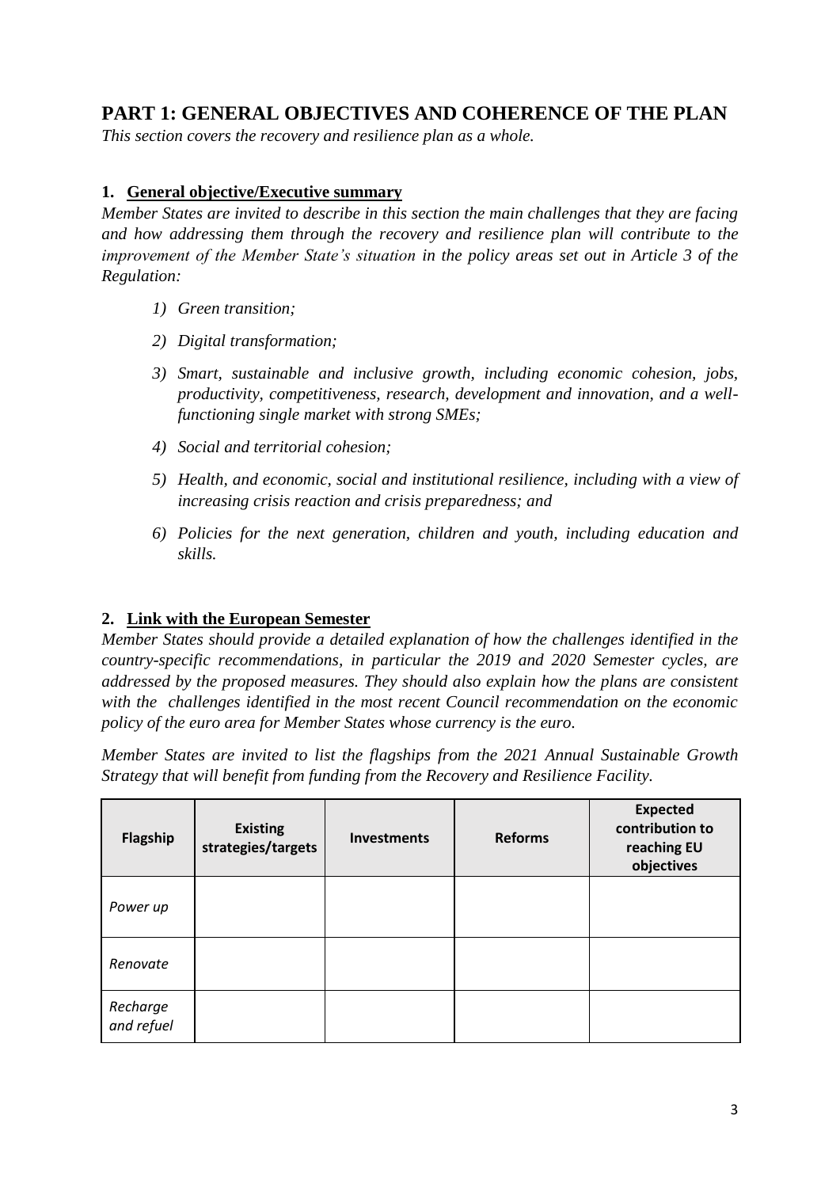# PART 1: GENERAL OBJECTIVES AND COHERENCE OF THE PLAN

*This section covers the recovery and resilience plan as a whole.*

## 1. General objective/Executive summary

*Member States are invited to describe in this section the main challenges that they are facing and how addressing them through the recovery and resilience plan will contribute to the improvement of the Member State's situation in the policy areas set out in Article 3 of the Regulation:*

1) *Green transition;*
2) *Digital transformation;*
3) *Smart, sustainable and inclusive growth, including economic cohesion, jobs, productivity, competitiveness, research, development and innovation, and a well-functioning single market with strong SMEs;*
4) *Social and territorial cohesion;*
5) *Health, and economic, social and institutional resilience, including with a view of increasing crisis reaction and crisis preparedness; and*
6) *Policies for the next generation, children and youth, including education and skills.*

## 2. Link with the European Semester

*Member States should provide a detailed explanation of how the challenges identified in the country-specific recommendations, in particular the 2019 and 2020 Semester cycles, are addressed by the proposed measures. They should also explain how the plans are consistent with the challenges identified in the most recent Council recommendation on the economic policy of the euro area for Member States whose currency is the euro.*

*Member States are invited to list the flagships from the 2021 Annual Sustainable Growth Strategy that will benefit from funding from the Recovery and Resilience Facility.*

| Flagship | Existing strategies/targets | Investments | Reforms | Expected contribution to reaching EU objectives |
|---|---|---|---|---|
| *Power up* | | | | |
| *Renovate* | | | | |
| *Recharge and refuel* | | | | |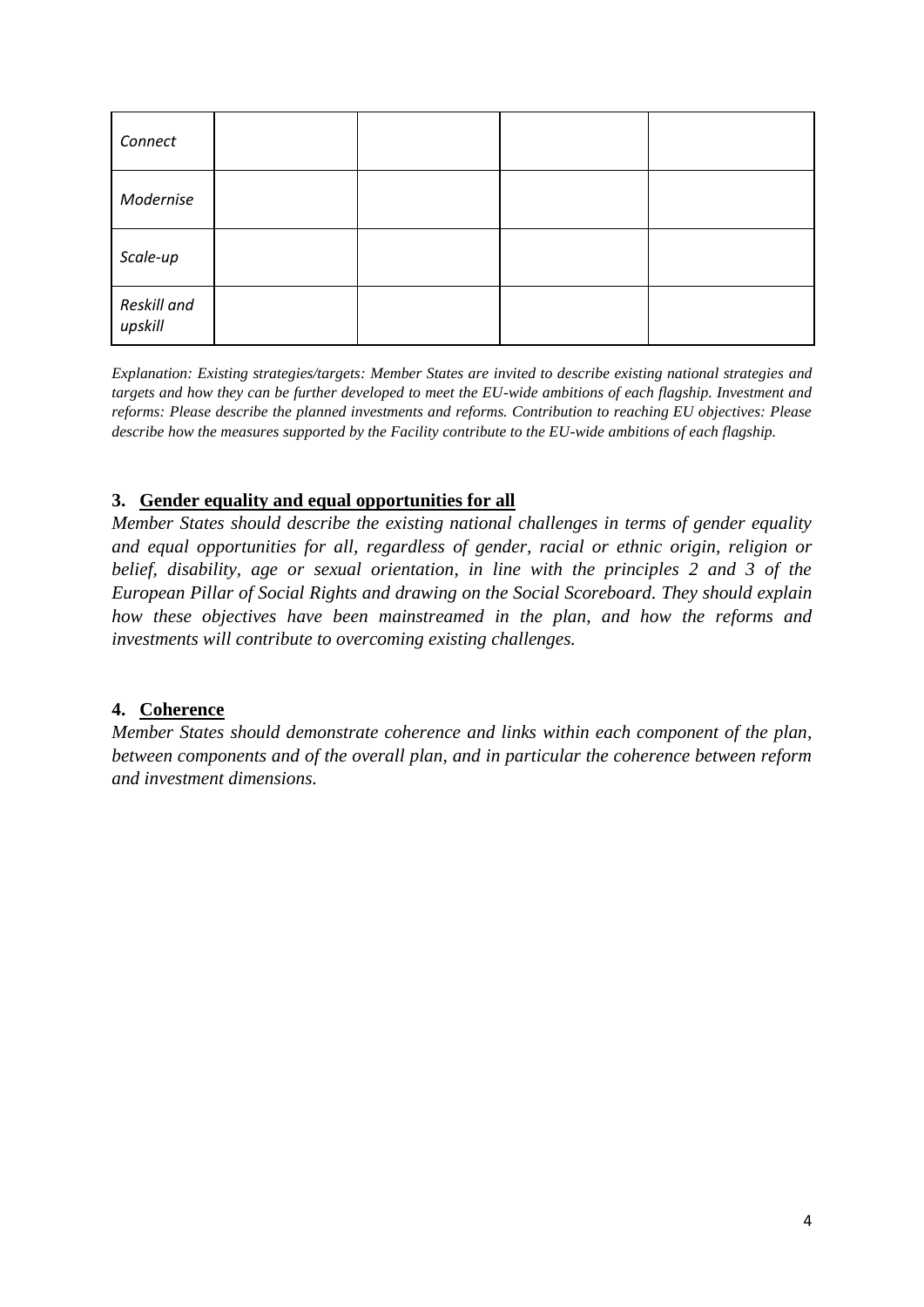| | | | | |
|---|---|---|---|---|
| *Connect* | | | | |
| *Modernise* | | | | |
| *Scale-up* | | | | |
| *Reskill and upskill* | | | | |

*Explanation: Existing strategies/targets: Member States are invited to describe existing national strategies and targets and how they can be further developed to meet the EU-wide ambitions of each flagship. Investment and reforms: Please describe the planned investments and reforms. Contribution to reaching EU objectives: Please describe how the measures supported by the Facility contribute to the EU-wide ambitions of each flagship.*

## 3. Gender equality and equal opportunities for all

*Member States should describe the existing national challenges in terms of gender equality and equal opportunities for all, regardless of gender, racial or ethnic origin, religion or belief, disability, age or sexual orientation, in line with the principles 2 and 3 of the European Pillar of Social Rights and drawing on the Social Scoreboard. They should explain how these objectives have been mainstreamed in the plan, and how the reforms and investments will contribute to overcoming existing challenges.*

## 4. Coherence

*Member States should demonstrate coherence and links within each component of the plan, between components and of the overall plan, and in particular the coherence between reform and investment dimensions.*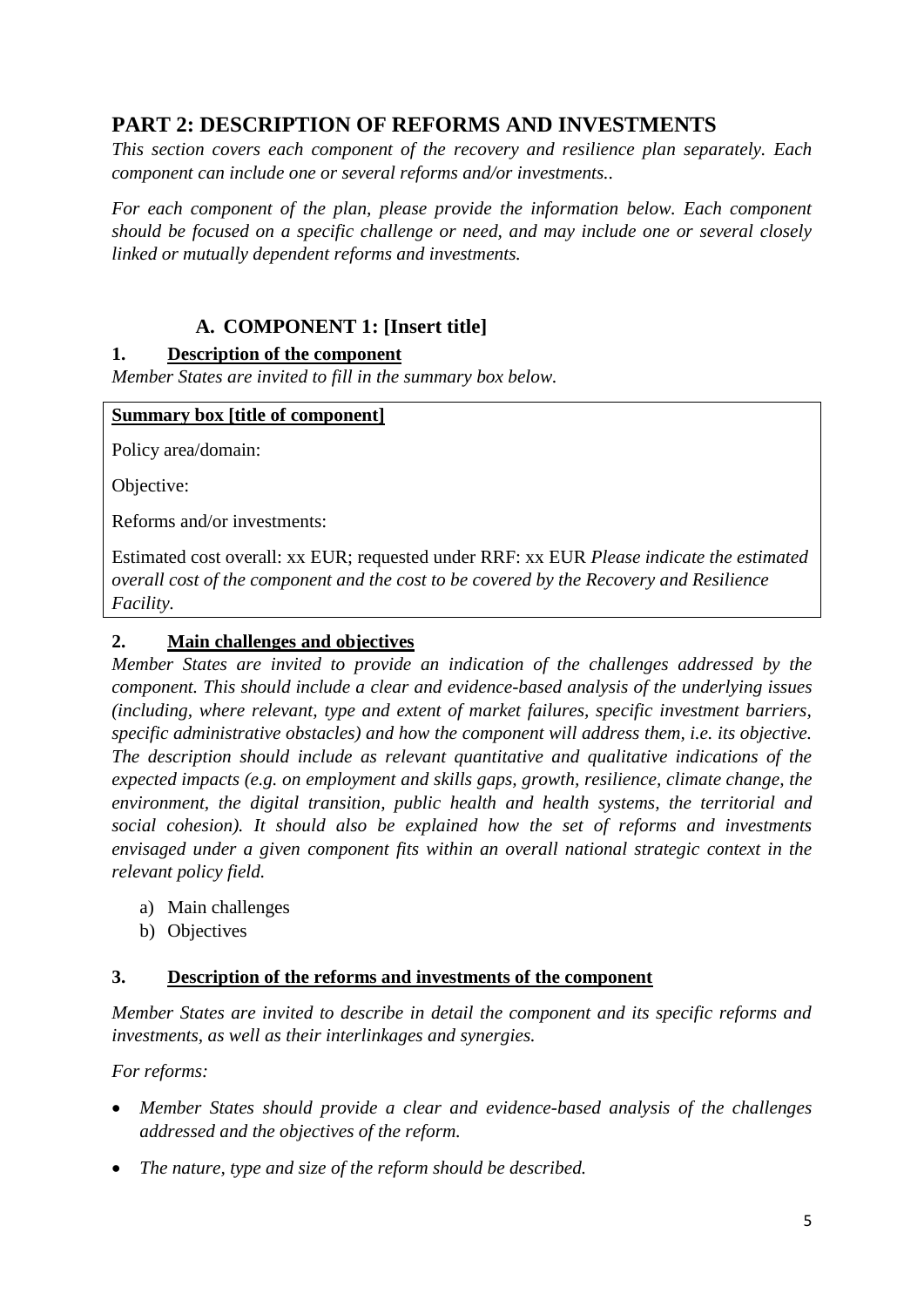# PART 2: DESCRIPTION OF REFORMS AND INVESTMENTS

*This section covers each component of the recovery and resilience plan separately. Each component can include one or several reforms and/or investments..*

*For each component of the plan, please provide the information below. Each component should be focused on a specific challenge or need, and may include one or several closely linked or mutually dependent reforms and investments.*

## A. COMPONENT 1: [Insert title]

### 1. Description of the component

*Member States are invited to fill in the summary box below.*

| **Summary box [title of component]** |
|---|
| Policy area/domain: |
| Objective: |
| Reforms and/or investments: |
| Estimated cost overall: xx EUR; requested under RRF: xx EUR *Please indicate the estimated overall cost of the component and the cost to be covered by the Recovery and Resilience Facility.* |

### 2. Main challenges and objectives

*Member States are invited to provide an indication of the challenges addressed by the component. This should include a clear and evidence-based analysis of the underlying issues (including, where relevant, type and extent of market failures, specific investment barriers, specific administrative obstacles) and how the component will address them, i.e. its objective. The description should include as relevant quantitative and qualitative indications of the expected impacts (e.g. on employment and skills gaps, growth, resilience, climate change, the environment, the digital transition, public health and health systems, the territorial and social cohesion). It should also be explained how the set of reforms and investments envisaged under a given component fits within an overall national strategic context in the relevant policy field.*

a) Main challenges
b) Objectives

### 3. Description of the reforms and investments of the component

*Member States are invited to describe in detail the component and its specific reforms and investments, as well as their interlinkages and synergies.*

*For reforms:*

- *Member States should provide a clear and evidence-based analysis of the challenges addressed and the objectives of the reform.*
- *The nature, type and size of the reform should be described.*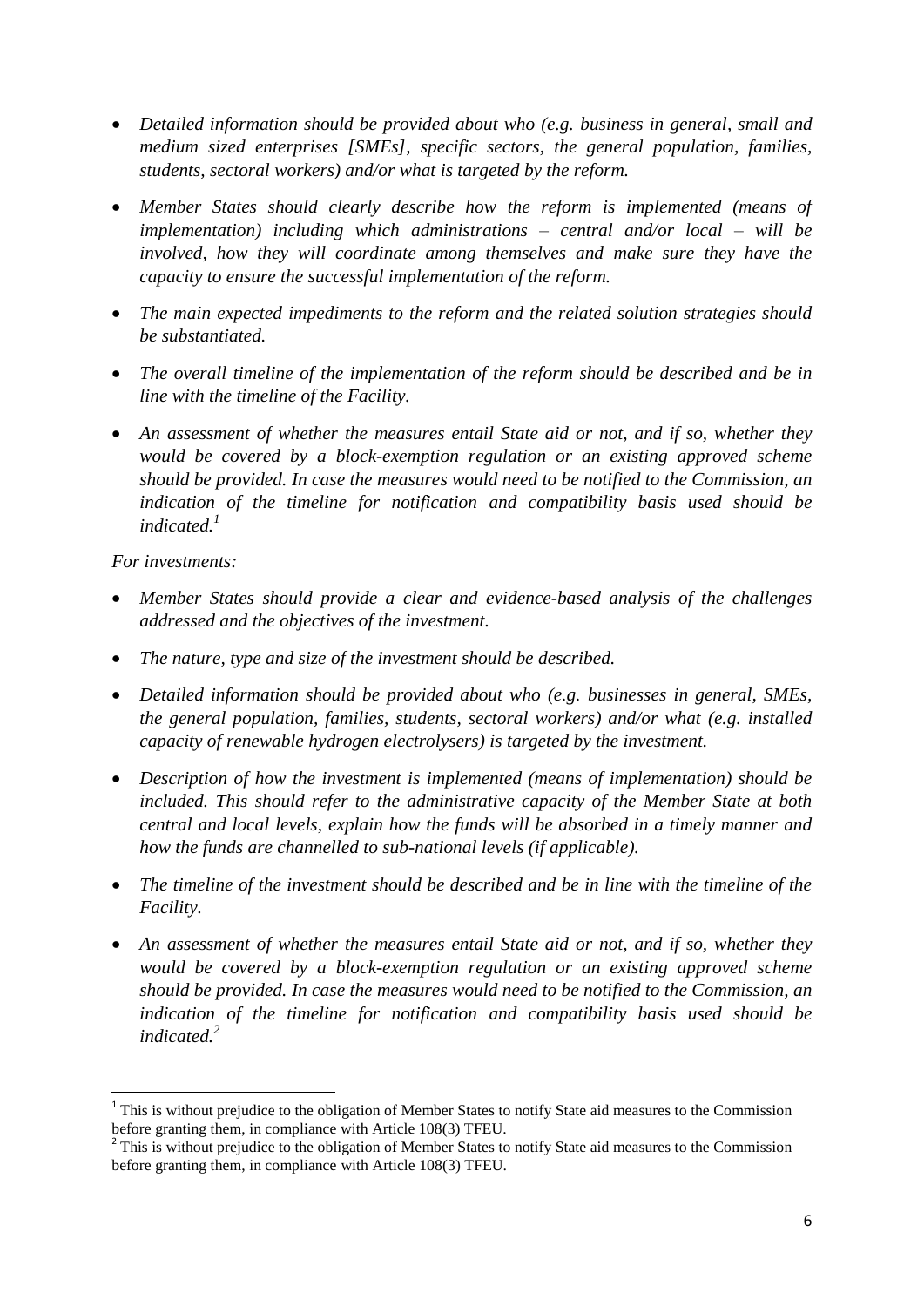- *Detailed information should be provided about who (e.g. business in general, small and medium sized enterprises [SMEs], specific sectors, the general population, families, students, sectoral workers) and/or what is targeted by the reform.*
- *Member States should clearly describe how the reform is implemented (means of implementation) including which administrations – central and/or local – will be involved, how they will coordinate among themselves and make sure they have the capacity to ensure the successful implementation of the reform.*
- *The main expected impediments to the reform and the related solution strategies should be substantiated.*
- *The overall timeline of the implementation of the reform should be described and be in line with the timeline of the Facility.*
- *An assessment of whether the measures entail State aid or not, and if so, whether they would be covered by a block-exemption regulation or an existing approved scheme should be provided. In case the measures would need to be notified to the Commission, an indication of the timeline for notification and compatibility basis used should be indicated.*[1]

*For investments:*

- *Member States should provide a clear and evidence-based analysis of the challenges addressed and the objectives of the investment.*
- *The nature, type and size of the investment should be described.*
- *Detailed information should be provided about who (e.g. businesses in general, SMEs, the general population, families, students, sectoral workers) and/or what (e.g. installed capacity of renewable hydrogen electrolysers) is targeted by the investment.*
- *Description of how the investment is implemented (means of implementation) should be included. This should refer to the administrative capacity of the Member State at both central and local levels, explain how the funds will be absorbed in a timely manner and how the funds are channelled to sub-national levels (if applicable).*
- *The timeline of the investment should be described and be in line with the timeline of the Facility.*
- *An assessment of whether the measures entail State aid or not, and if so, whether they would be covered by a block-exemption regulation or an existing approved scheme should be provided. In case the measures would need to be notified to the Commission, an indication of the timeline for notification and compatibility basis used should be indicated.*[2]

---

[1] This is without prejudice to the obligation of Member States to notify State aid measures to the Commission before granting them, in compliance with Article 108(3) TFEU.

[2] This is without prejudice to the obligation of Member States to notify State aid measures to the Commission before granting them, in compliance with Article 108(3) TFEU.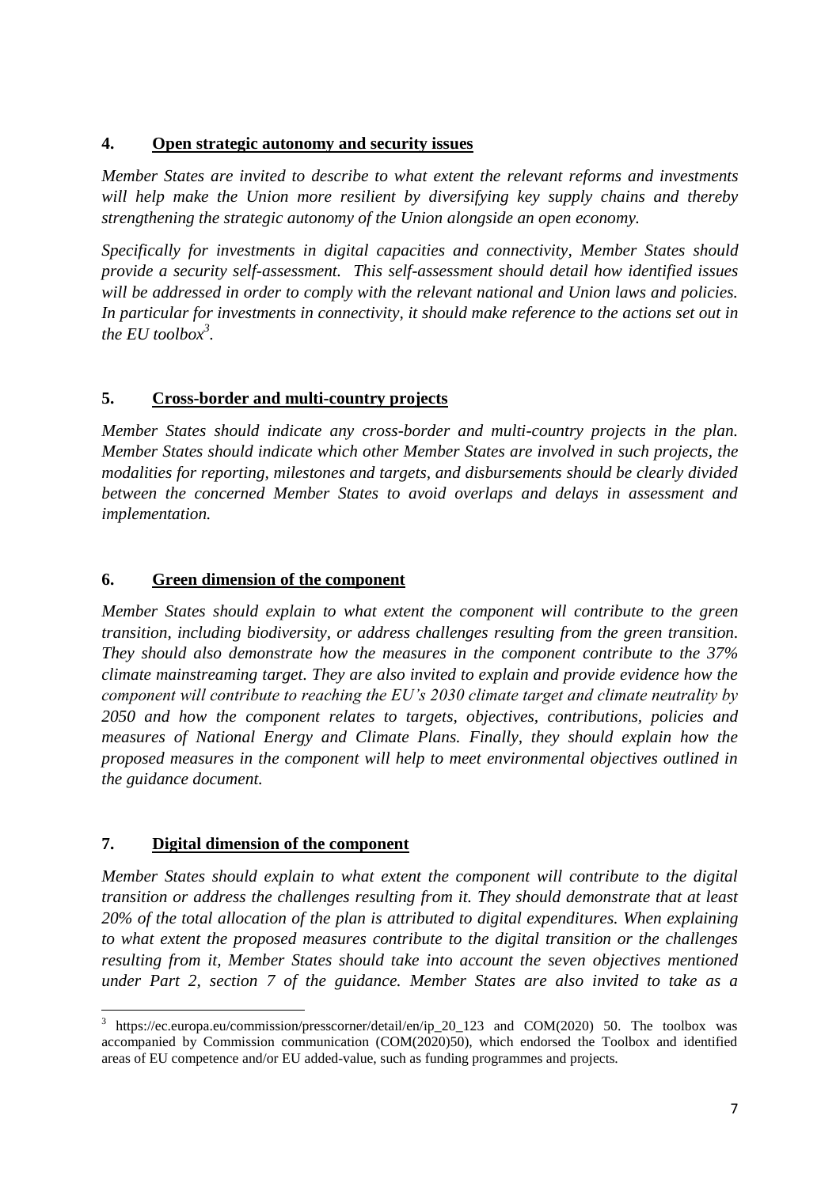## 4. Open strategic autonomy and security issues

*Member States are invited to describe to what extent the relevant reforms and investments will help make the Union more resilient by diversifying key supply chains and thereby strengthening the strategic autonomy of the Union alongside an open economy.*

*Specifically for investments in digital capacities and connectivity, Member States should provide a security self-assessment. This self-assessment should detail how identified issues will be addressed in order to comply with the relevant national and Union laws and policies. In particular for investments in connectivity, it should make reference to the actions set out in the EU toolbox*[3].

## 5. Cross-border and multi-country projects

*Member States should indicate any cross-border and multi-country projects in the plan. Member States should indicate which other Member States are involved in such projects, the modalities for reporting, milestones and targets, and disbursements should be clearly divided between the concerned Member States to avoid overlaps and delays in assessment and implementation.*

## 6. Green dimension of the component

*Member States should explain to what extent the component will contribute to the green transition, including biodiversity, or address challenges resulting from the green transition. They should also demonstrate how the measures in the component contribute to the 37% climate mainstreaming target. They are also invited to explain and provide evidence how the component will contribute to reaching the EU's 2030 climate target and climate neutrality by 2050 and how the component relates to targets, objectives, contributions, policies and measures of National Energy and Climate Plans. Finally, they should explain how the proposed measures in the component will help to meet environmental objectives outlined in the guidance document.*

## 7. Digital dimension of the component

*Member States should explain to what extent the component will contribute to the digital transition or address the challenges resulting from it. They should demonstrate that at least 20% of the total allocation of the plan is attributed to digital expenditures. When explaining to what extent the proposed measures contribute to the digital transition or the challenges resulting from it, Member States should take into account the seven objectives mentioned under Part 2, section 7 of the guidance. Member States are also invited to take as a*

---

[3] https://ec.europa.eu/commission/presscorner/detail/en/ip_20_123 and COM(2020) 50. The toolbox was accompanied by Commission communication (COM(2020)50), which endorsed the Toolbox and identified areas of EU competence and/or EU added-value, such as funding programmes and projects.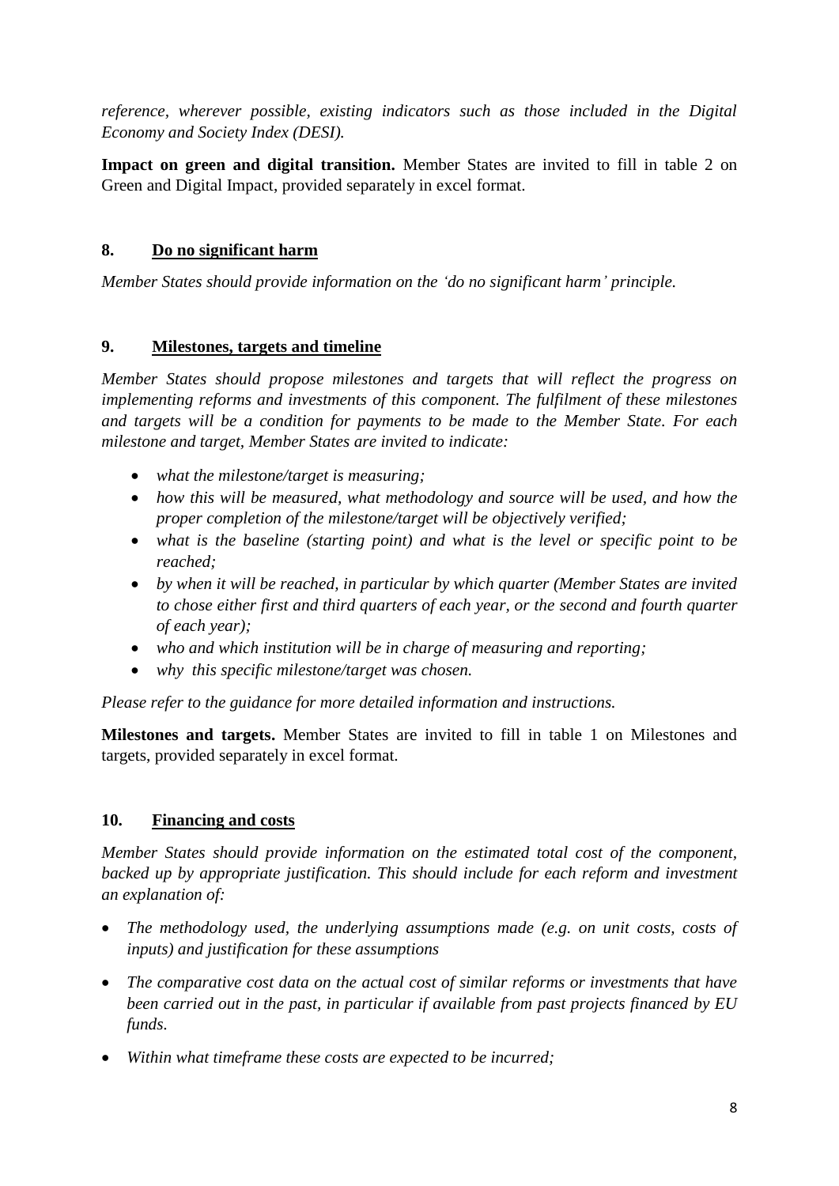*reference, wherever possible, existing indicators such as those included in the Digital Economy and Society Index (DESI).*

**Impact on green and digital transition.** Member States are invited to fill in table 2 on Green and Digital Impact, provided separately in excel format.

## 8. Do no significant harm

*Member States should provide information on the 'do no significant harm' principle.*

## 9. Milestones, targets and timeline

*Member States should propose milestones and targets that will reflect the progress on implementing reforms and investments of this component. The fulfilment of these milestones and targets will be a condition for payments to be made to the Member State. For each milestone and target, Member States are invited to indicate:*

- *what the milestone/target is measuring;*
- *how this will be measured, what methodology and source will be used, and how the proper completion of the milestone/target will be objectively verified;*
- *what is the baseline (starting point) and what is the level or specific point to be reached;*
- *by when it will be reached, in particular by which quarter (Member States are invited to chose either first and third quarters of each year, or the second and fourth quarter of each year);*
- *who and which institution will be in charge of measuring and reporting;*
- *why this specific milestone/target was chosen.*

*Please refer to the guidance for more detailed information and instructions.*

**Milestones and targets.** Member States are invited to fill in table 1 on Milestones and targets, provided separately in excel format.

## 10. Financing and costs

*Member States should provide information on the estimated total cost of the component, backed up by appropriate justification. This should include for each reform and investment an explanation of:*

- *The methodology used, the underlying assumptions made (e.g. on unit costs, costs of inputs) and justification for these assumptions*
- *The comparative cost data on the actual cost of similar reforms or investments that have been carried out in the past, in particular if available from past projects financed by EU funds.*
- *Within what timeframe these costs are expected to be incurred;*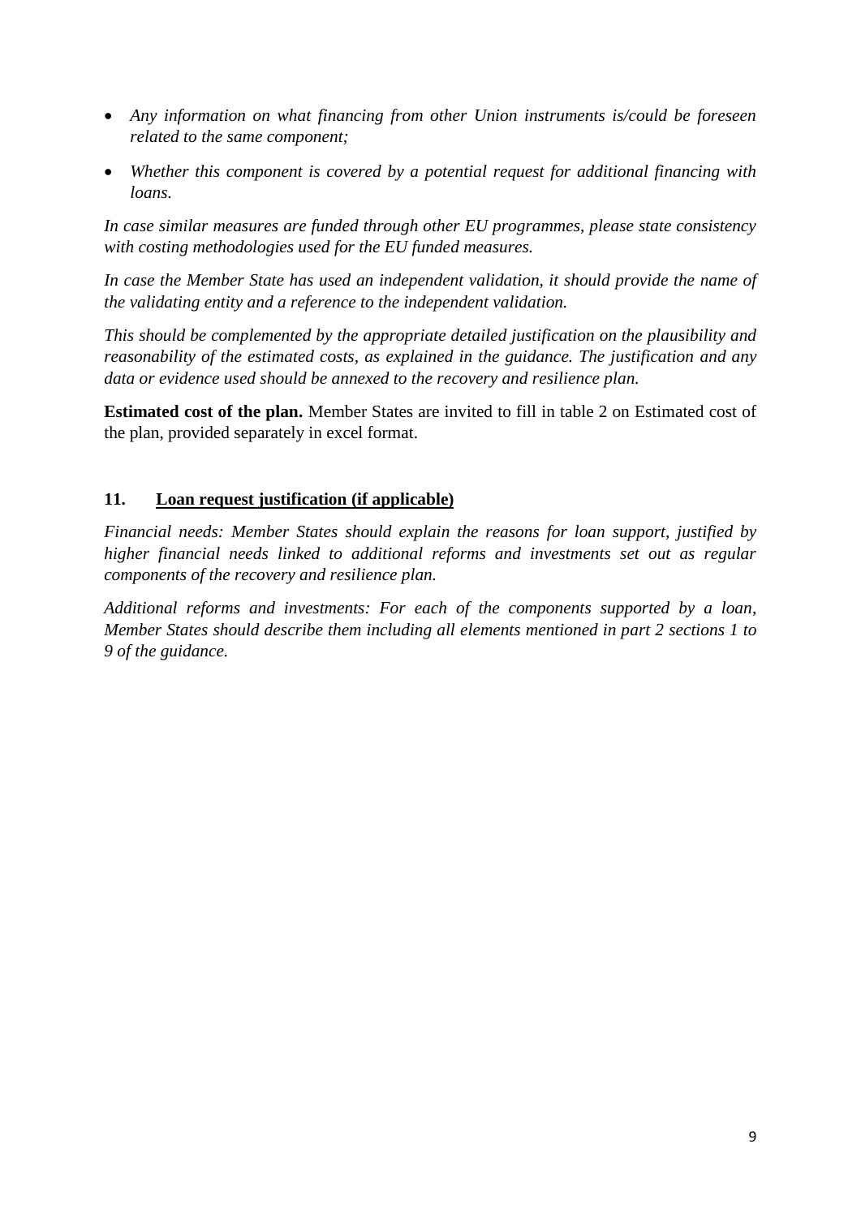- *Any information on what financing from other Union instruments is/could be foreseen related to the same component;*
- *Whether this component is covered by a potential request for additional financing with loans.*

*In case similar measures are funded through other EU programmes, please state consistency with costing methodologies used for the EU funded measures.*

*In case the Member State has used an independent validation, it should provide the name of the validating entity and a reference to the independent validation.*

*This should be complemented by the appropriate detailed justification on the plausibility and reasonability of the estimated costs, as explained in the guidance. The justification and any data or evidence used should be annexed to the recovery and resilience plan.*

**Estimated cost of the plan.** Member States are invited to fill in table 2 on Estimated cost of the plan, provided separately in excel format.

## 11. Loan request justification (if applicable)

*Financial needs: Member States should explain the reasons for loan support, justified by higher financial needs linked to additional reforms and investments set out as regular components of the recovery and resilience plan.*

*Additional reforms and investments: For each of the components supported by a loan, Member States should describe them including all elements mentioned in part 2 sections 1 to 9 of the guidance.*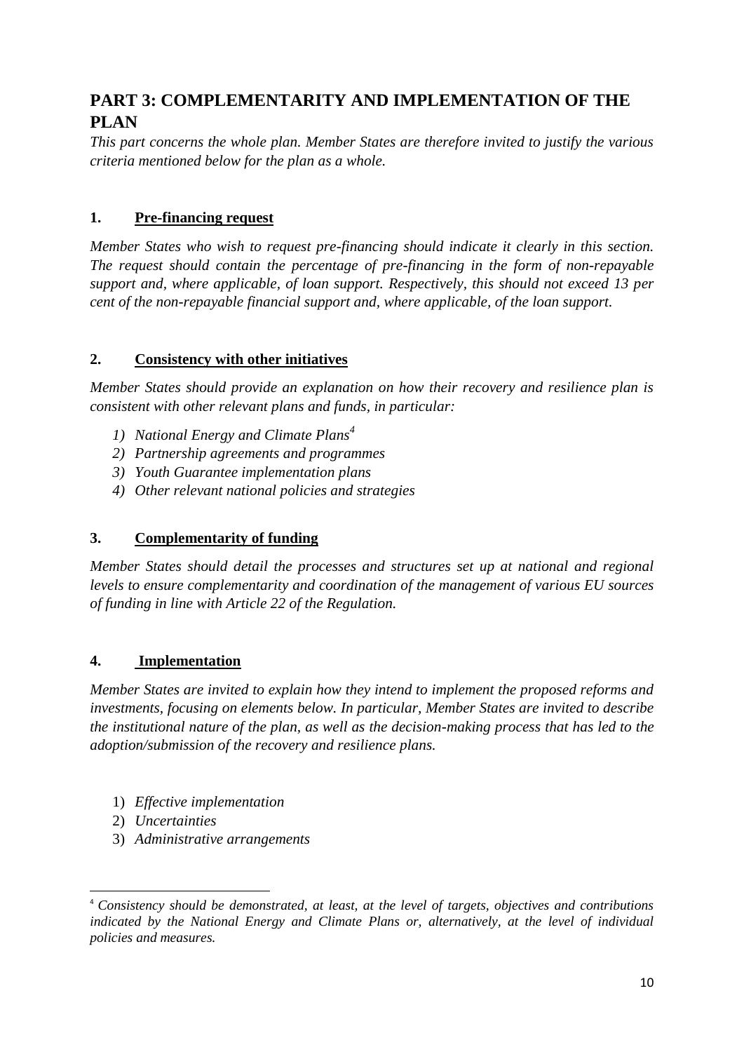# PART 3: COMPLEMENTARITY AND IMPLEMENTATION OF THE PLAN

*This part concerns the whole plan. Member States are therefore invited to justify the various criteria mentioned below for the plan as a whole.*

## 1. Pre-financing request

*Member States who wish to request pre-financing should indicate it clearly in this section. The request should contain the percentage of pre-financing in the form of non-repayable support and, where applicable, of loan support. Respectively, this should not exceed 13 per cent of the non-repayable financial support and, where applicable, of the loan support.*

## 2. Consistency with other initiatives

*Member States should provide an explanation on how their recovery and resilience plan is consistent with other relevant plans and funds, in particular:*

1) *National Energy and Climate Plans*[4]
2) *Partnership agreements and programmes*
3) *Youth Guarantee implementation plans*
4) *Other relevant national policies and strategies*

## 3. Complementarity of funding

*Member States should detail the processes and structures set up at national and regional levels to ensure complementarity and coordination of the management of various EU sources of funding in line with Article 22 of the Regulation.*

## 4. Implementation

*Member States are invited to explain how they intend to implement the proposed reforms and investments, focusing on elements below. In particular, Member States are invited to describe the institutional nature of the plan, as well as the decision-making process that has led to the adoption/submission of the recovery and resilience plans.*

1) *Effective implementation*
2) *Uncertainties*
3) *Administrative arrangements*

---

[4] *Consistency should be demonstrated, at least, at the level of targets, objectives and contributions indicated by the National Energy and Climate Plans or, alternatively, at the level of individual policies and measures.*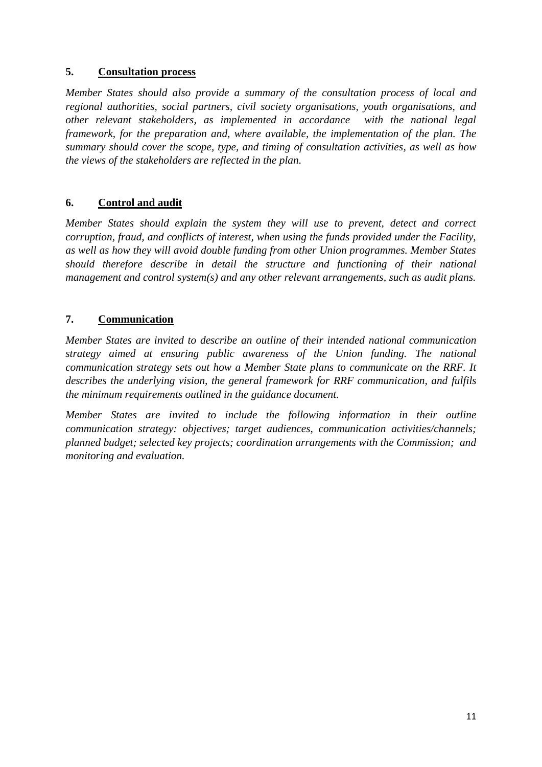## 5. Consultation process

*Member States should also provide a summary of the consultation process of local and regional authorities, social partners, civil society organisations, youth organisations, and other relevant stakeholders, as implemented in accordance with the national legal framework, for the preparation and, where available, the implementation of the plan. The summary should cover the scope, type, and timing of consultation activities, as well as how the views of the stakeholders are reflected in the plan.*

## 6. Control and audit

*Member States should explain the system they will use to prevent, detect and correct corruption, fraud, and conflicts of interest, when using the funds provided under the Facility, as well as how they will avoid double funding from other Union programmes. Member States should therefore describe in detail the structure and functioning of their national management and control system(s) and any other relevant arrangements, such as audit plans.*

## 7. Communication

*Member States are invited to describe an outline of their intended national communication strategy aimed at ensuring public awareness of the Union funding. The national communication strategy sets out how a Member State plans to communicate on the RRF. It describes the underlying vision, the general framework for RRF communication, and fulfils the minimum requirements outlined in the guidance document.*

*Member States are invited to include the following information in their outline communication strategy: objectives; target audiences, communication activities/channels; planned budget; selected key projects; coordination arrangements with the Commission; and monitoring and evaluation.*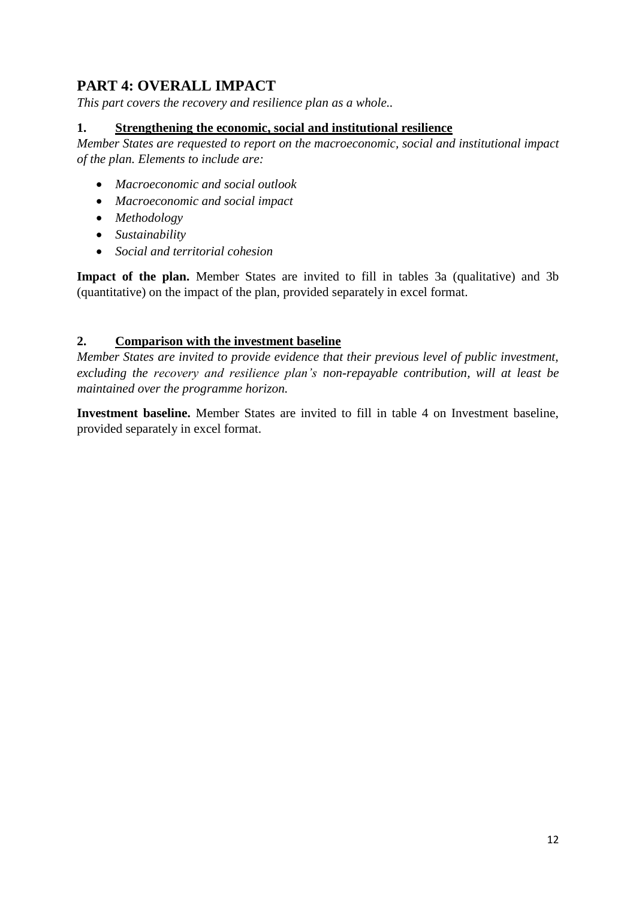## PART 4: OVERALL IMPACT

*This part covers the recovery and resilience plan as a whole..*

### 1. <u>Strengthening the economic, social and institutional resilience</u>

*Member States are requested to report on the macroeconomic, social and institutional impact of the plan. Elements to include are:*

- *Macroeconomic and social outlook*
- *Macroeconomic and social impact*
- *Methodology*
- *Sustainability*
- *Social and territorial cohesion*

**Impact of the plan.** Member States are invited to fill in tables 3a (qualitative) and 3b (quantitative) on the impact of the plan, provided separately in excel format.

### 2. <u>Comparison with the investment baseline</u>

*Member States are invited to provide evidence that their previous level of public investment, excluding the recovery and resilience plan's non-repayable contribution, will at least be maintained over the programme horizon.*

**Investment baseline.** Member States are invited to fill in table 4 on Investment baseline, provided separately in excel format.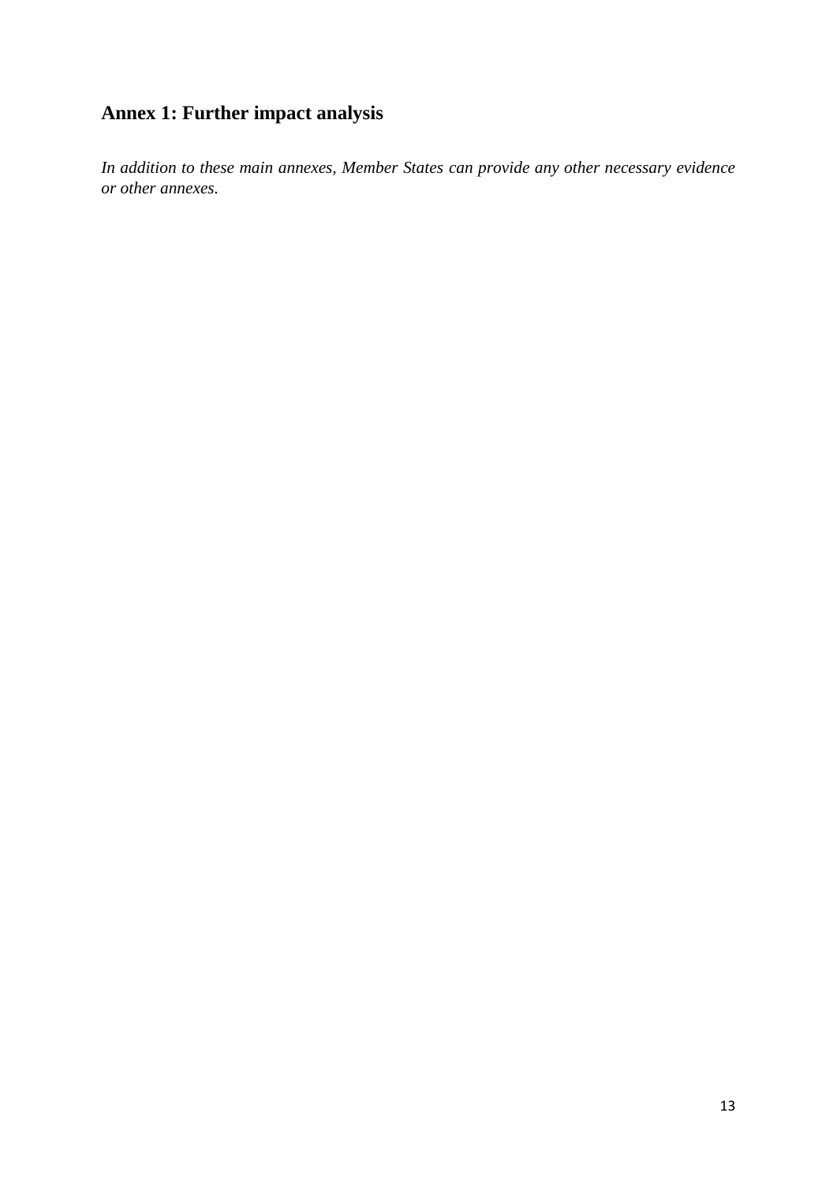## Annex 1: Further impact analysis

*In addition to these main annexes, Member States can provide any other necessary evidence or other annexes.*